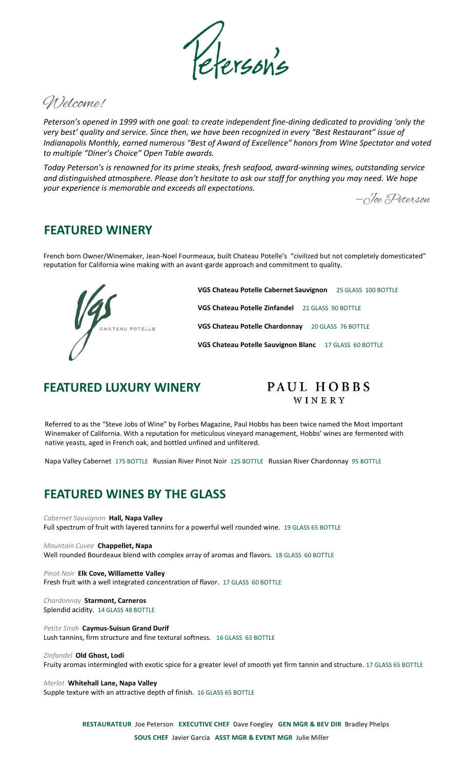# Peterson's

*Welcome!*

*Peterson's opened in 1999 with one goal: to create independent fine-dining dedicated to providing 'only the very best' quality and service. Since then, we have been recognized in every "Best Restaurant" issue of Indianapolis Monthly, earned numerous "Best of Award of Excellence" honors from Wine Spectator and voted to multiple "Diner's Choice" Open Table awards.*

*Today Peterson's is renowned for its prime steaks, fresh seafood, award-winning wines, outstanding service and distinguished atmosphere. Please don't hesitate to ask our staff for anything you may need. We hope your experience is memorable and exceeds all expectations.*

*—Joe Peterson*

## FEATURED WINERY

French born Owner/Winemaker, Jean-Noel Fourmeaux, built Chateau Potelle's "civilized but not completely domesticated" reputation for California wine making with an avant-garde approach and commitment to quality.

VGS CHATEAU POTELLE

**VGS Chateau Potelle Cabernet Sauvignon** 25 GLASS 100 BOTTLE

**VGS Chateau Potelle Zinfandel** 21 GLASS 90 BOTTLE

**VGS Chateau Potelle Chardonnay** 20 GLASS 76 BOTTLE

**VGS Chateau Potelle Sauvignon Blanc** 17 GLASS 60 BOTTLE

## FEATURED LUXURY WINERY

PAUL HOBBS WINERY

Referred to as the "Steve Jobs of Wine" by Forbes Magazine, Paul Hobbs has been twice named the Most Important Winemaker of California. With a reputation for meticulous vineyard management, Hobbs' wines are fermented with native yeasts, aged in French oak, and bottled unfined and unfiltered.

Napa Valley Cabernet 175 BOTTLE Russian River Pinot Noir 125 BOTTLE Russian River Chardonnay 95 BOTTLE

## FEATURED WINES BY THE GLASS

*Cabernet Sauvignon* **Hall, Napa Valley**
Full spectrum of fruit with layered tannins for a powerful well rounded wine. 19 GLASS 65 BOTTLE

*Mountain Cuvee* **Chappellet, Napa**
Well rounded Bourdeaux blend with complex array of aromas and flavors. 18 GLASS 60 BOTTLE

*Pinot Noir* **Elk Cove, Willamette Valley**
Fresh fruit with a well integrated concentration of flavor. 17 GLASS 60 BOTTLE

*Chardonnay* **Starmont, Carneros**
Splendid acidity. 14 GLASS 48 BOTTLE

*Petite Sirah* **Caymus-Suisun Grand Durif**
Lush tannins, firm structure and fine textural softness. 16 GLASS 63 BOTTLE

*Zinfandel* **Old Ghost, Lodi**
Fruity aromas intermingled with exotic spice for a greater level of smooth yet firm tannin and structure. 17 GLASS 65 BOTTLE

*Merlot* **Whitehall Lane, Napa Valley**
Supple texture with an attractive depth of finish. 16 GLASS 65 BOTTLE

**RESTAURATEUR** Joe Peterson **EXECUTIVE CHEF** Dave Foegley **GEN MGR & BEV DIR** Bradley Phelps

**SOUS CHEF** Javier Garcia **ASST MGR & EVENT MGR** Julie Miller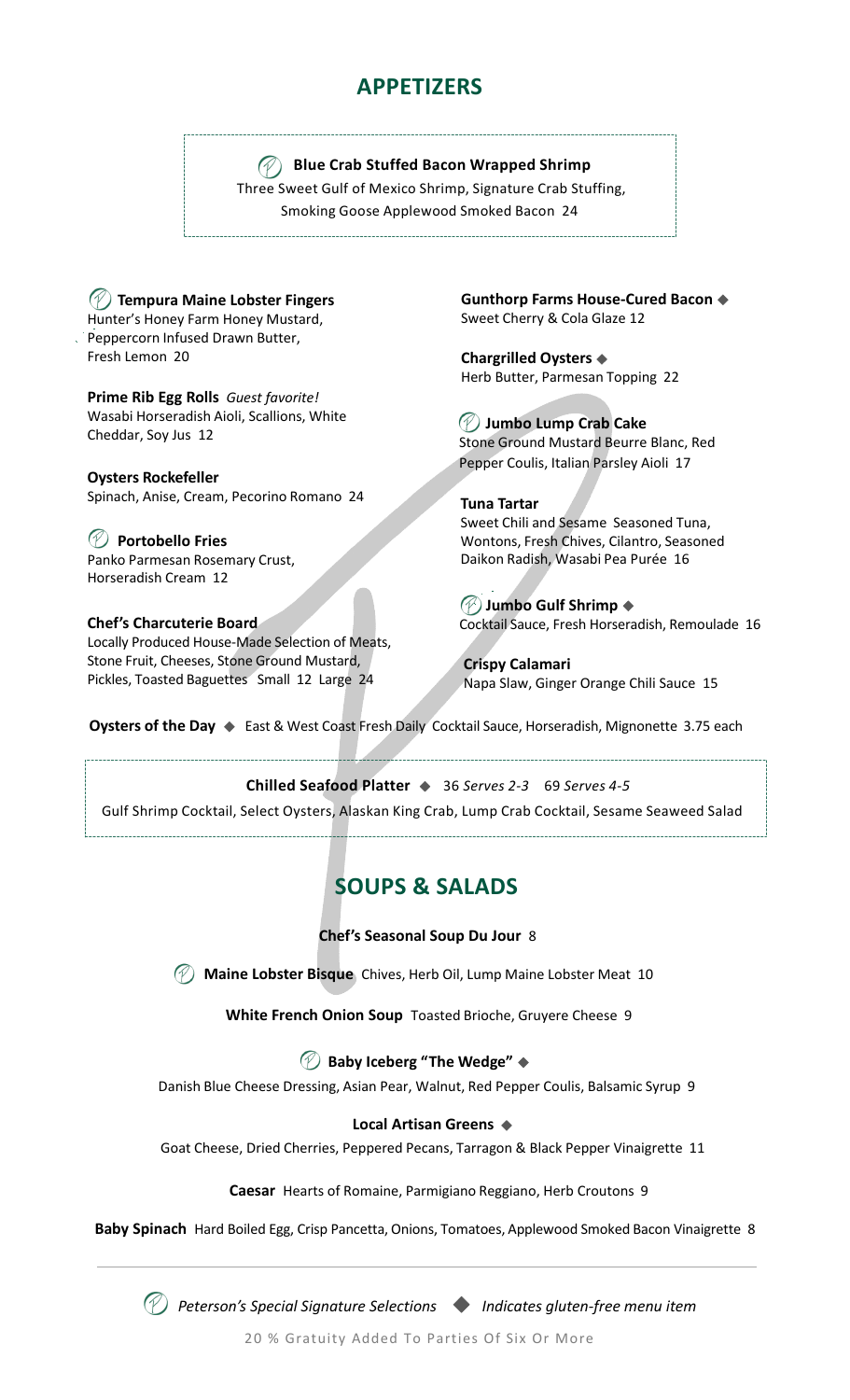# APPETIZERS

**Blue Crab Stuffed Bacon Wrapped Shrimp**
Three Sweet Gulf of Mexico Shrimp, Signature Crab Stuffing, Smoking Goose Applewood Smoked Bacon 24

**Tempura Maine Lobster Fingers**
Hunter's Honey Farm Honey Mustard, Peppercorn Infused Drawn Butter, Fresh Lemon 20

**Prime Rib Egg Rolls** *Guest favorite!*
Wasabi Horseradish Aioli, Scallions, White Cheddar, Soy Jus 12

**Oysters Rockefeller**
Spinach, Anise, Cream, Pecorino Romano 24

**Portobello Fries**
Panko Parmesan Rosemary Crust, Horseradish Cream 12

**Chef's Charcuterie Board**
Locally Produced House-Made Selection of Meats, Stone Fruit, Cheeses, Stone Ground Mustard, Pickles, Toasted Baguettes Small 12 Large 24

**Gunthorp Farms House-Cured Bacon** ◆
Sweet Cherry & Cola Glaze 12

**Chargrilled Oysters** ◆
Herb Butter, Parmesan Topping 22

**Jumbo Lump Crab Cake**
Stone Ground Mustard Beurre Blanc, Red Pepper Coulis, Italian Parsley Aioli 17

**Tuna Tartar**
Sweet Chili and Sesame Seasoned Tuna, Wontons, Fresh Chives, Cilantro, Seasoned Daikon Radish, Wasabi Pea Purée 16

**Jumbo Gulf Shrimp** ◆
Cocktail Sauce, Fresh Horseradish, Remoulade 16

**Crispy Calamari**
Napa Slaw, Ginger Orange Chili Sauce 15

**Oysters of the Day** ◆ East & West Coast Fresh Daily Cocktail Sauce, Horseradish, Mignonette 3.75 each

**Chilled Seafood Platter** ◆ 36 *Serves 2-3* 69 *Serves 4-5*
Gulf Shrimp Cocktail, Select Oysters, Alaskan King Crab, Lump Crab Cocktail, Sesame Seaweed Salad

# SOUPS & SALADS

**Chef's Seasonal Soup Du Jour** 8

**Maine Lobster Bisque** Chives, Herb Oil, Lump Maine Lobster Meat 10

**White French Onion Soup** Toasted Brioche, Gruyere Cheese 9

**Baby Iceberg "The Wedge"** ◆
Danish Blue Cheese Dressing, Asian Pear, Walnut, Red Pepper Coulis, Balsamic Syrup 9

**Local Artisan Greens** ◆
Goat Cheese, Dried Cherries, Peppered Pecans, Tarragon & Black Pepper Vinaigrette 11

**Caesar** Hearts of Romaine, Parmigiano Reggiano, Herb Croutons 9

**Baby Spinach** Hard Boiled Egg, Crisp Pancetta, Onions, Tomatoes, Applewood Smoked Bacon Vinaigrette 8

*Peterson's Special Signature Selections* ◆ *Indicates gluten-free menu item*

20 % Gratuity Added To Parties Of Six Or More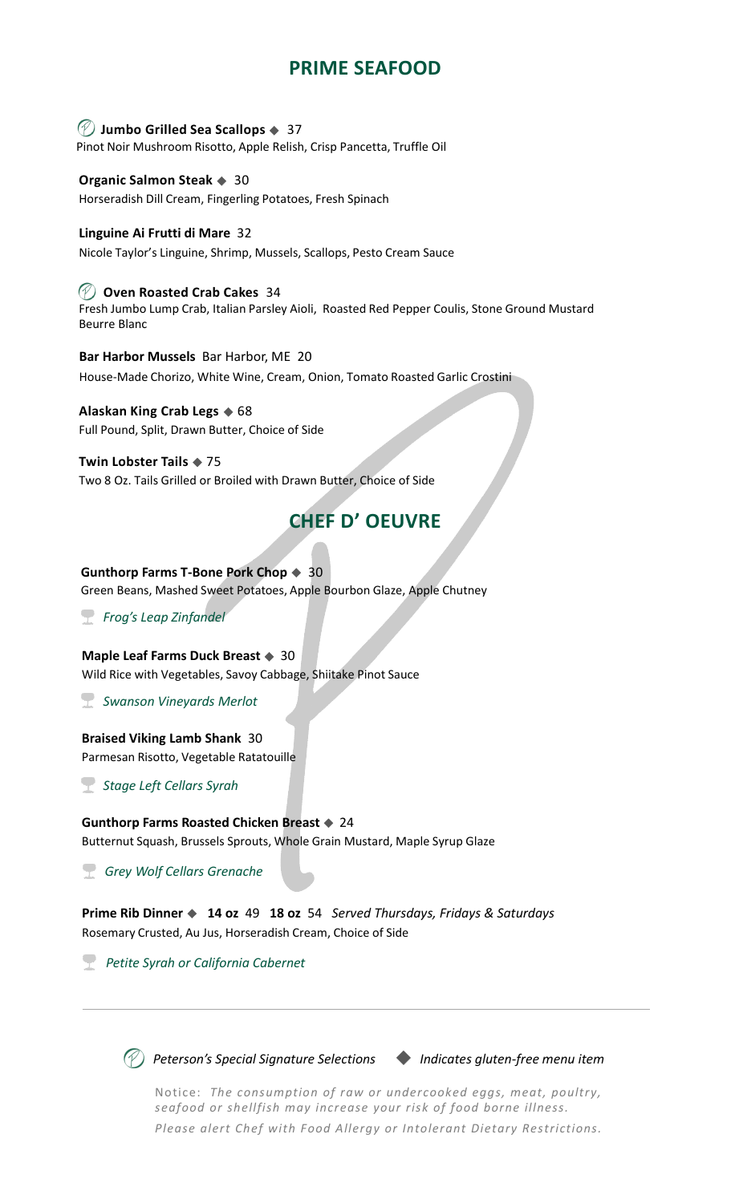## PRIME SEAFOOD

**Jumbo Grilled Sea Scallops** ◆ 37
Pinot Noir Mushroom Risotto, Apple Relish, Crisp Pancetta, Truffle Oil

**Organic Salmon Steak** ◆ 30
Horseradish Dill Cream, Fingerling Potatoes, Fresh Spinach

**Linguine Ai Frutti di Mare** 32
Nicole Taylor's Linguine, Shrimp, Mussels, Scallops, Pesto Cream Sauce

**Oven Roasted Crab Cakes** 34
Fresh Jumbo Lump Crab, Italian Parsley Aioli, Roasted Red Pepper Coulis, Stone Ground Mustard Beurre Blanc

**Bar Harbor Mussels** Bar Harbor, ME 20
House-Made Chorizo, White Wine, Cream, Onion, Tomato Roasted Garlic Crostini

**Alaskan King Crab Legs** ◆ 68
Full Pound, Split, Drawn Butter, Choice of Side

**Twin Lobster Tails** ◆ 75
Two 8 Oz. Tails Grilled or Broiled with Drawn Butter, Choice of Side

## CHEF D' OEUVRE

**Gunthorp Farms T-Bone Pork Chop** ◆ 30
Green Beans, Mashed Sweet Potatoes, Apple Bourbon Glaze, Apple Chutney

*Frog's Leap Zinfandel*

**Maple Leaf Farms Duck Breast** ◆ 30
Wild Rice with Vegetables, Savoy Cabbage, Shiitake Pinot Sauce

*Swanson Vineyards Merlot*

**Braised Viking Lamb Shank** 30
Parmesan Risotto, Vegetable Ratatouille

*Stage Left Cellars Syrah*

**Gunthorp Farms Roasted Chicken Breast** ◆ 24
Butternut Squash, Brussels Sprouts, Whole Grain Mustard, Maple Syrup Glaze

*Grey Wolf Cellars Grenache*

**Prime Rib Dinner** ◆ **14 oz** 49 **18 oz** 54 *Served Thursdays, Fridays & Saturdays*
Rosemary Crusted, Au Jus, Horseradish Cream, Choice of Side

*Petite Syrah or California Cabernet*

---

*Peterson's Special Signature Selections* ◆ *Indicates gluten-free menu item*

Notice: *The consumption of raw or undercooked eggs, meat, poultry, seafood or shellfish may increase your risk of food borne illness.*
*Please alert Chef with Food Allergy or Intolerant Dietary Restrictions.*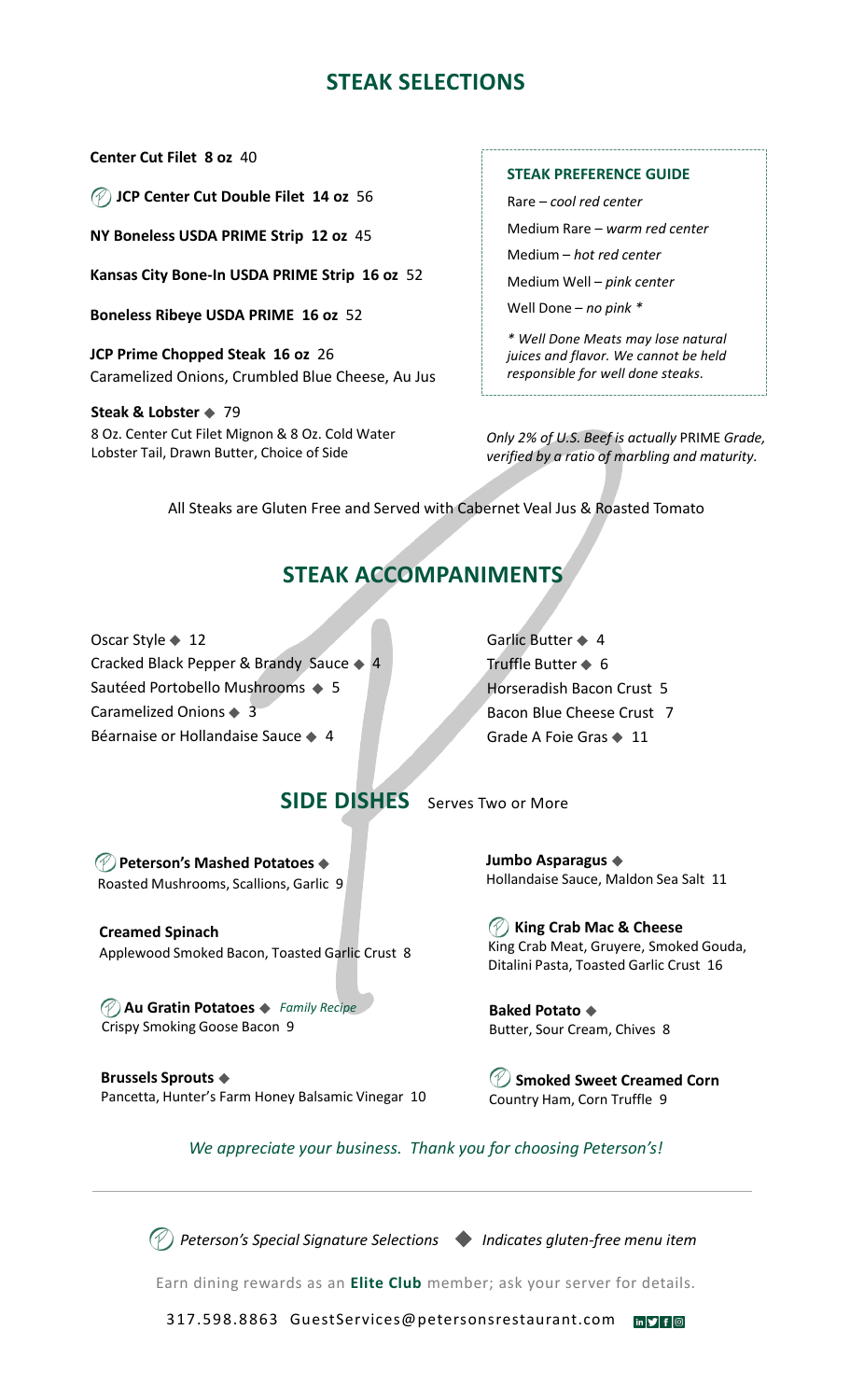## STEAK SELECTIONS

**Center Cut Filet 8 oz** 40

**JCP Center Cut Double Filet 14 oz** 56

**NY Boneless USDA PRIME Strip 12 oz** 45

**Kansas City Bone-In USDA PRIME Strip 16 oz** 52

**Boneless Ribeye USDA PRIME 16 oz** 52

**JCP Prime Chopped Steak 16 oz** 26
Caramelized Onions, Crumbled Blue Cheese, Au Jus

**Steak & Lobster** ◆ 79
8 Oz. Center Cut Filet Mignon & 8 Oz. Cold Water Lobster Tail, Drawn Butter, Choice of Side

**STEAK PREFERENCE GUIDE**

Rare – *cool red center*

Medium Rare – *warm red center*

Medium – *hot red center*

Medium Well – *pink center*

Well Done – *no pink* *

*\* Well Done Meats may lose natural juices and flavor. We cannot be held responsible for well done steaks.*

*Only 2% of U.S. Beef is actually* PRIME *Grade, verified by a ratio of marbling and maturity.*

All Steaks are Gluten Free and Served with Cabernet Veal Jus & Roasted Tomato

## STEAK ACCOMPANIMENTS

Oscar Style ◆ 12
Cracked Black Pepper & Brandy Sauce ◆ 4
Sautéed Portobello Mushrooms ◆ 5
Caramelized Onions ◆ 3
Béarnaise or Hollandaise Sauce ◆ 4
Garlic Butter ◆ 4
Truffle Butter ◆ 6
Horseradish Bacon Crust 5
Bacon Blue Cheese Crust 7
Grade A Foie Gras ◆ 11

## SIDE DISHES Serves Two or More

**Peterson's Mashed Potatoes** ◆
Roasted Mushrooms, Scallions, Garlic 9

**Creamed Spinach**
Applewood Smoked Bacon, Toasted Garlic Crust 8

**Au Gratin Potatoes** ◆ *Family Recipe*
Crispy Smoking Goose Bacon 9

**Brussels Sprouts** ◆
Pancetta, Hunter's Farm Honey Balsamic Vinegar 10

**Jumbo Asparagus** ◆
Hollandaise Sauce, Maldon Sea Salt 11

**King Crab Mac & Cheese**
King Crab Meat, Gruyere, Smoked Gouda, Ditalini Pasta, Toasted Garlic Crust 16

**Baked Potato** ◆
Butter, Sour Cream, Chives 8

**Smoked Sweet Creamed Corn**
Country Ham, Corn Truffle 9

*We appreciate your business. Thank you for choosing Peterson's!*

*Peterson's Special Signature Selections* ◆ *Indicates gluten-free menu item*

Earn dining rewards as an **Elite Club** member; ask your server for details.

317.598.8863 GuestServices@petersonsrestaurant.com